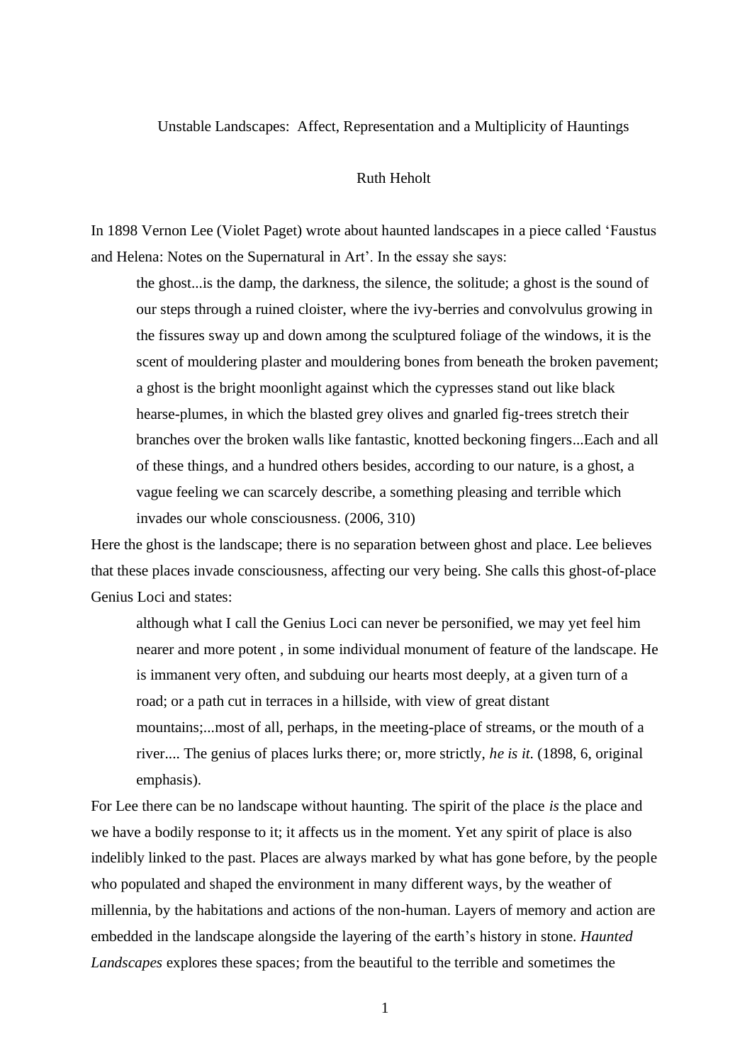# Unstable Landscapes: Affect, Representation and a Multiplicity of Hauntings

Ruth Heholt

In 1898 Vernon Lee (Violet Paget) wrote about haunted landscapes in a piece called 'Faustus and Helena: Notes on the Supernatural in Art'. In the essay she says:

> the ghost...is the damp, the darkness, the silence, the solitude; a ghost is the sound of our steps through a ruined cloister, where the ivy-berries and convolvulus growing in the fissures sway up and down among the sculptured foliage of the windows, it is the scent of mouldering plaster and mouldering bones from beneath the broken pavement; a ghost is the bright moonlight against which the cypresses stand out like black hearse-plumes, in which the blasted grey olives and gnarled fig-trees stretch their branches over the broken walls like fantastic, knotted beckoning fingers...Each and all of these things, and a hundred others besides, according to our nature, is a ghost, a vague feeling we can scarcely describe, a something pleasing and terrible which invades our whole consciousness. (2006, 310)

Here the ghost is the landscape; there is no separation between ghost and place. Lee believes that these places invade consciousness, affecting our very being. She calls this ghost-of-place Genius Loci and states:

> although what I call the Genius Loci can never be personified, we may yet feel him nearer and more potent , in some individual monument of feature of the landscape. He is immanent very often, and subduing our hearts most deeply, at a given turn of a road; or a path cut in terraces in a hillside, with view of great distant mountains;...most of all, perhaps, in the meeting-place of streams, or the mouth of a river.... The genius of places lurks there; or, more strictly, *he is it*. (1898, 6, original emphasis).

For Lee there can be no landscape without haunting. The spirit of the place *is* the place and we have a bodily response to it; it affects us in the moment. Yet any spirit of place is also indelibly linked to the past. Places are always marked by what has gone before, by the people who populated and shaped the environment in many different ways, by the weather of millennia, by the habitations and actions of the non-human. Layers of memory and action are embedded in the landscape alongside the layering of the earth's history in stone. *Haunted Landscapes* explores these spaces; from the beautiful to the terrible and sometimes the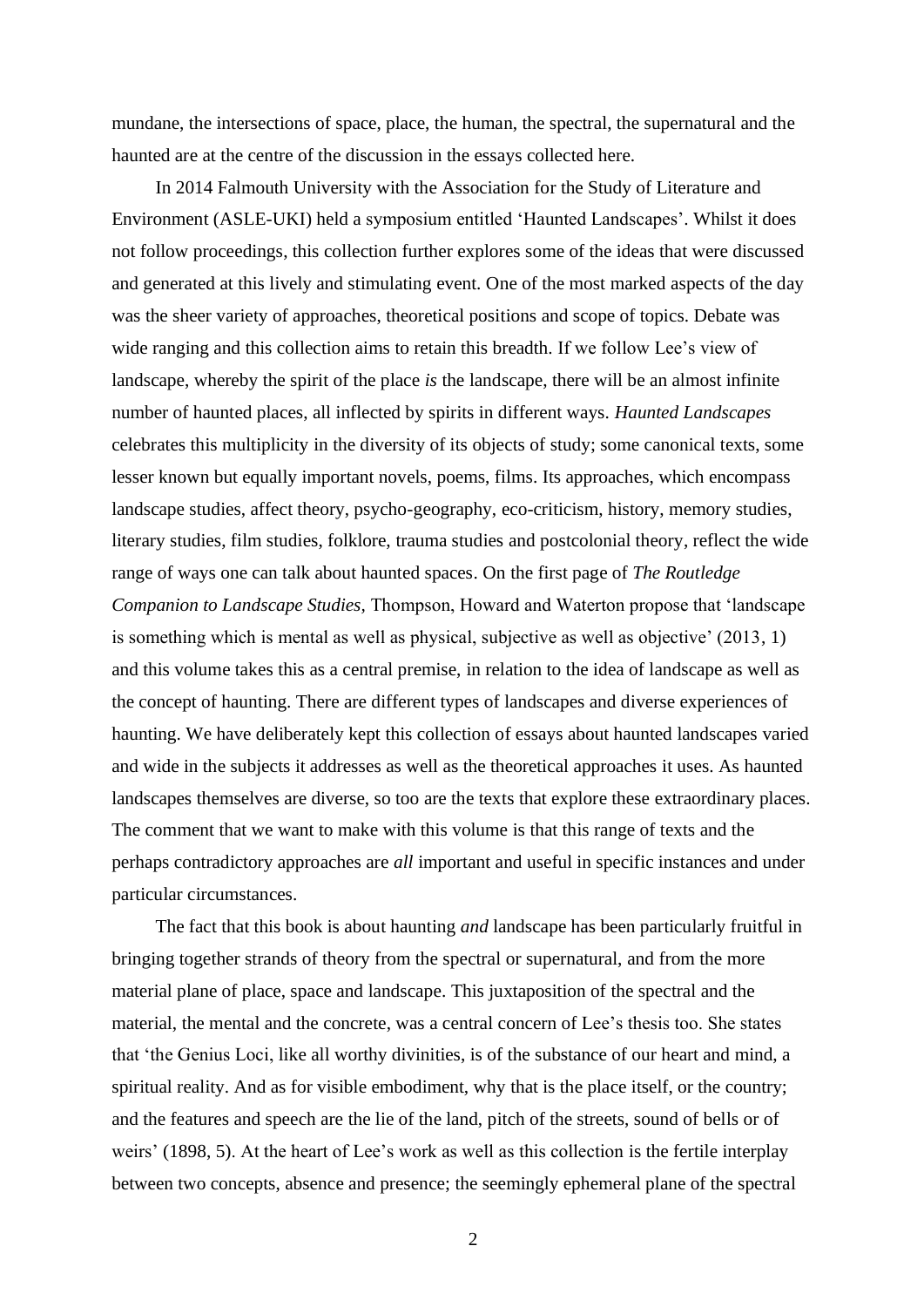mundane, the intersections of space, place, the human, the spectral, the supernatural and the haunted are at the centre of the discussion in the essays collected here.

In 2014 Falmouth University with the Association for the Study of Literature and Environment (ASLE-UKI) held a symposium entitled 'Haunted Landscapes'. Whilst it does not follow proceedings, this collection further explores some of the ideas that were discussed and generated at this lively and stimulating event. One of the most marked aspects of the day was the sheer variety of approaches, theoretical positions and scope of topics. Debate was wide ranging and this collection aims to retain this breadth. If we follow Lee's view of landscape, whereby the spirit of the place *is* the landscape, there will be an almost infinite number of haunted places, all inflected by spirits in different ways. *Haunted Landscapes* celebrates this multiplicity in the diversity of its objects of study; some canonical texts, some lesser known but equally important novels, poems, films. Its approaches, which encompass landscape studies, affect theory, psycho-geography, eco-criticism, history, memory studies, literary studies, film studies, folklore, trauma studies and postcolonial theory, reflect the wide range of ways one can talk about haunted spaces. On the first page of *The Routledge Companion to Landscape Studies*, Thompson, Howard and Waterton propose that 'landscape is something which is mental as well as physical, subjective as well as objective' (2013, 1) and this volume takes this as a central premise, in relation to the idea of landscape as well as the concept of haunting. There are different types of landscapes and diverse experiences of haunting. We have deliberately kept this collection of essays about haunted landscapes varied and wide in the subjects it addresses as well as the theoretical approaches it uses. As haunted landscapes themselves are diverse, so too are the texts that explore these extraordinary places. The comment that we want to make with this volume is that this range of texts and the perhaps contradictory approaches are *all* important and useful in specific instances and under particular circumstances.

The fact that this book is about haunting *and* landscape has been particularly fruitful in bringing together strands of theory from the spectral or supernatural, and from the more material plane of place, space and landscape. This juxtaposition of the spectral and the material, the mental and the concrete, was a central concern of Lee's thesis too. She states that 'the Genius Loci, like all worthy divinities, is of the substance of our heart and mind, a spiritual reality. And as for visible embodiment, why that is the place itself, or the country; and the features and speech are the lie of the land, pitch of the streets, sound of bells or of weirs' (1898, 5). At the heart of Lee's work as well as this collection is the fertile interplay between two concepts, absence and presence; the seemingly ephemeral plane of the spectral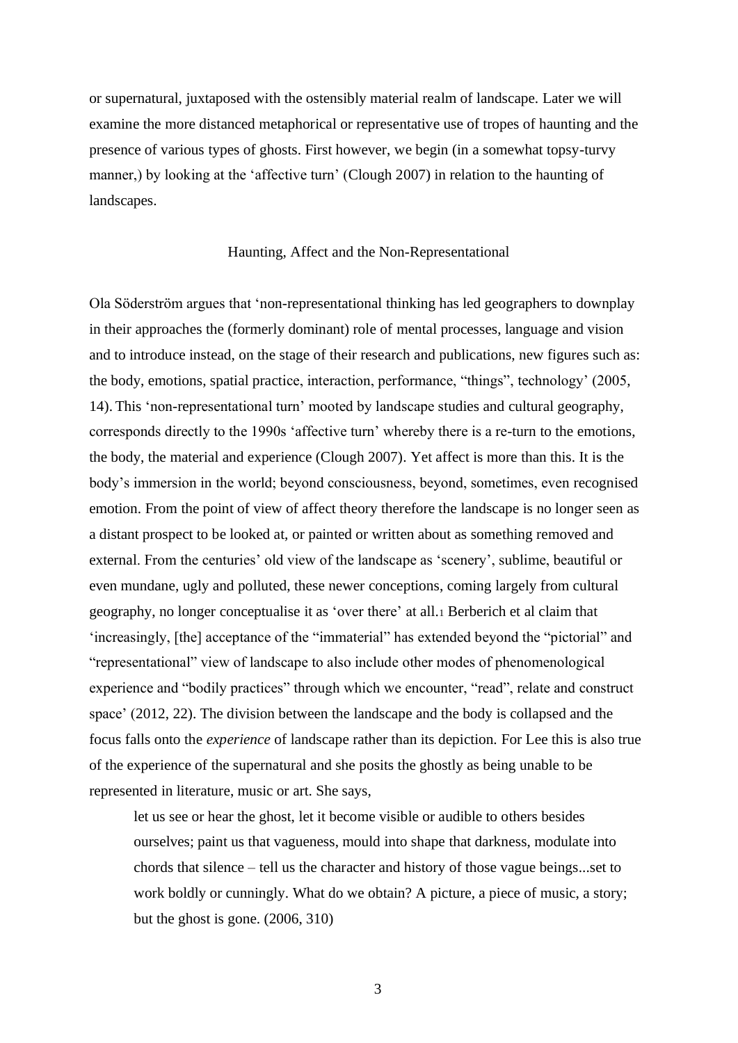or supernatural, juxtaposed with the ostensibly material realm of landscape. Later we will examine the more distanced metaphorical or representative use of tropes of haunting and the presence of various types of ghosts. First however, we begin (in a somewhat topsy-turvy manner,) by looking at the 'affective turn' (Clough 2007) in relation to the haunting of landscapes.

## Haunting, Affect and the Non-Representational

Ola Söderström argues that 'non-representational thinking has led geographers to downplay in their approaches the (formerly dominant) role of mental processes, language and vision and to introduce instead, on the stage of their research and publications, new figures such as: the body, emotions, spatial practice, interaction, performance, "things", technology' (2005, 14). This 'non-representational turn' mooted by landscape studies and cultural geography, corresponds directly to the 1990s 'affective turn' whereby there is a re-turn to the emotions, the body, the material and experience (Clough 2007). Yet affect is more than this. It is the body's immersion in the world; beyond consciousness, beyond, sometimes, even recognised emotion. From the point of view of affect theory therefore the landscape is no longer seen as a distant prospect to be looked at, or painted or written about as something removed and external. From the centuries' old view of the landscape as 'scenery', sublime, beautiful or even mundane, ugly and polluted, these newer conceptions, coming largely from cultural geography, no longer conceptualise it as 'over there' at all.[1] Berberich et al claim that 'increasingly, [the] acceptance of the "immaterial" has extended beyond the "pictorial" and "representational" view of landscape to also include other modes of phenomenological experience and "bodily practices" through which we encounter, "read", relate and construct space' (2012, 22). The division between the landscape and the body is collapsed and the focus falls onto the *experience* of landscape rather than its depiction. For Lee this is also true of the experience of the supernatural and she posits the ghostly as being unable to be represented in literature, music or art. She says,

> let us see or hear the ghost, let it become visible or audible to others besides ourselves; paint us that vagueness, mould into shape that darkness, modulate into chords that silence – tell us the character and history of those vague beings...set to work boldly or cunningly. What do we obtain? A picture, a piece of music, a story; but the ghost is gone. (2006, 310)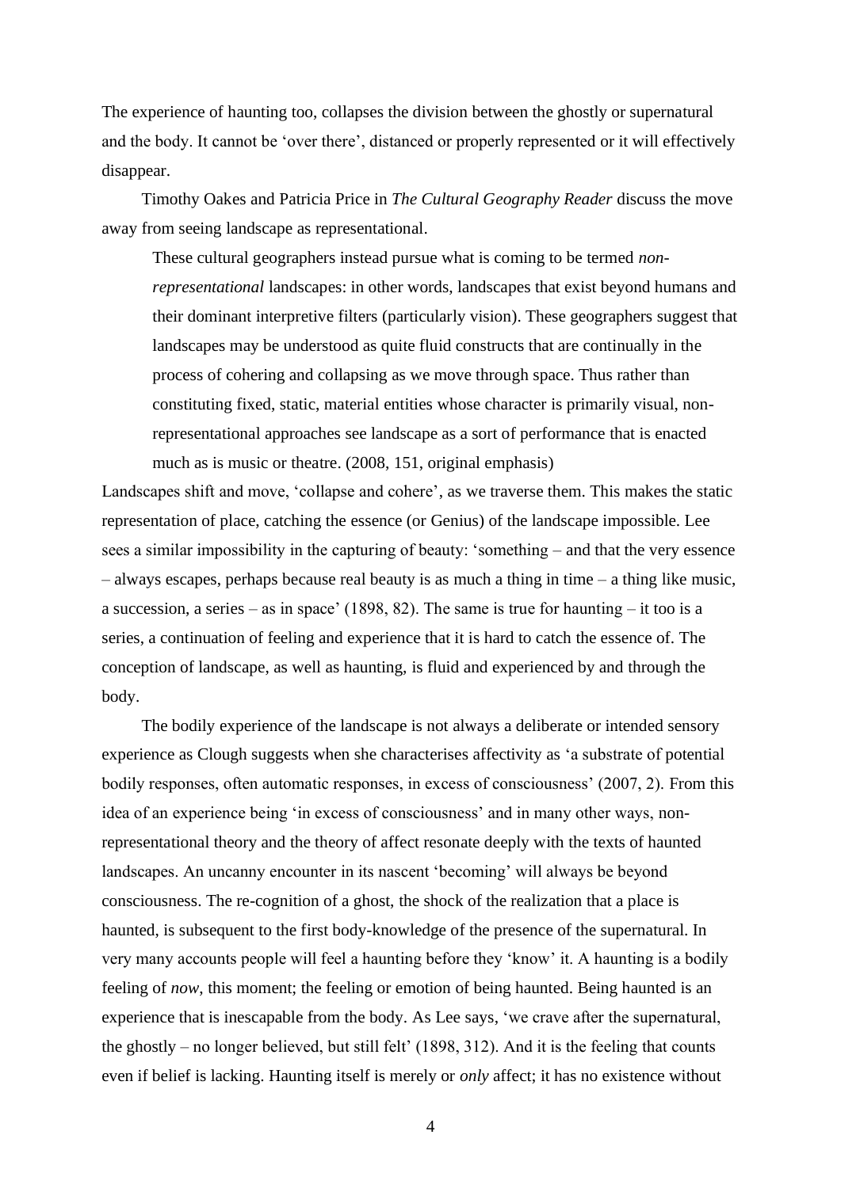The experience of haunting too, collapses the division between the ghostly or supernatural and the body. It cannot be 'over there', distanced or properly represented or it will effectively disappear.

Timothy Oakes and Patricia Price in *The Cultural Geography Reader* discuss the move away from seeing landscape as representational.

> These cultural geographers instead pursue what is coming to be termed *non-representational* landscapes: in other words, landscapes that exist beyond humans and their dominant interpretive filters (particularly vision). These geographers suggest that landscapes may be understood as quite fluid constructs that are continually in the process of cohering and collapsing as we move through space. Thus rather than constituting fixed, static, material entities whose character is primarily visual, non-representational approaches see landscape as a sort of performance that is enacted much as is music or theatre. (2008, 151, original emphasis)

Landscapes shift and move, 'collapse and cohere', as we traverse them. This makes the static representation of place, catching the essence (or Genius) of the landscape impossible. Lee sees a similar impossibility in the capturing of beauty: 'something – and that the very essence – always escapes, perhaps because real beauty is as much a thing in time – a thing like music, a succession, a series – as in space' (1898, 82). The same is true for haunting – it too is a series, a continuation of feeling and experience that it is hard to catch the essence of. The conception of landscape, as well as haunting, is fluid and experienced by and through the body.

The bodily experience of the landscape is not always a deliberate or intended sensory experience as Clough suggests when she characterises affectivity as 'a substrate of potential bodily responses, often automatic responses, in excess of consciousness' (2007, 2). From this idea of an experience being 'in excess of consciousness' and in many other ways, non-representational theory and the theory of affect resonate deeply with the texts of haunted landscapes. An uncanny encounter in its nascent 'becoming' will always be beyond consciousness. The re-cognition of a ghost, the shock of the realization that a place is haunted, is subsequent to the first body-knowledge of the presence of the supernatural. In very many accounts people will feel a haunting before they 'know' it. A haunting is a bodily feeling of *now*, this moment; the feeling or emotion of being haunted. Being haunted is an experience that is inescapable from the body. As Lee says, 'we crave after the supernatural, the ghostly – no longer believed, but still felt' (1898, 312). And it is the feeling that counts even if belief is lacking. Haunting itself is merely or *only* affect; it has no existence without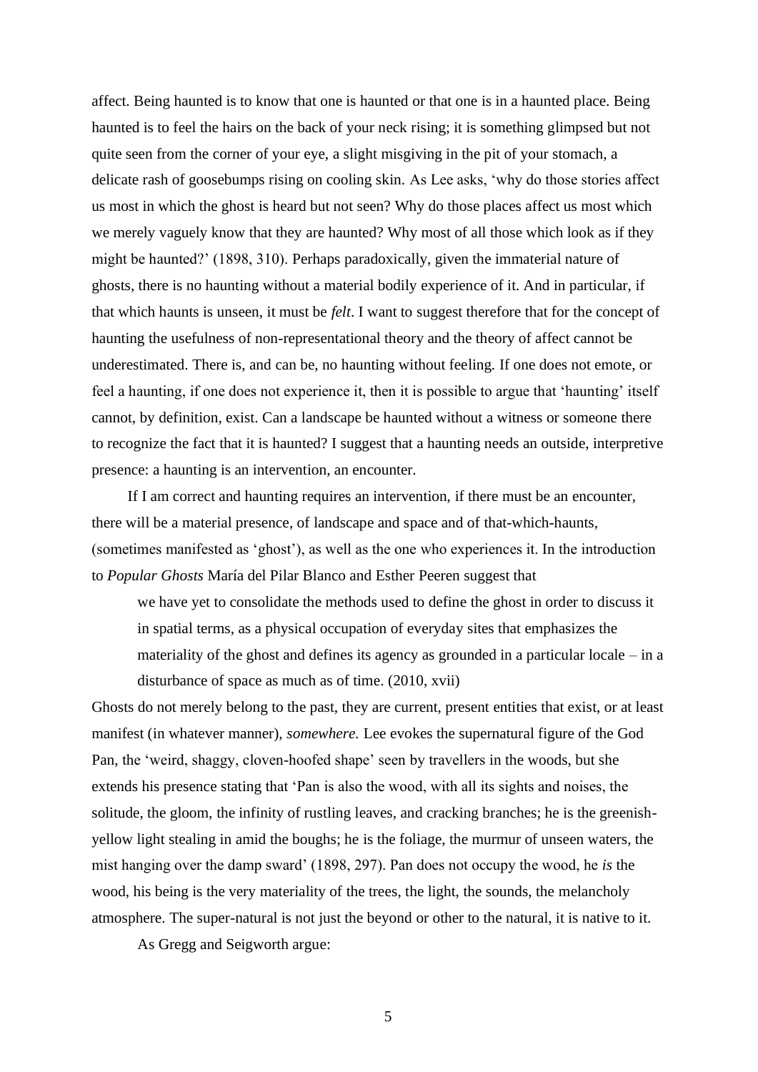affect. Being haunted is to know that one is haunted or that one is in a haunted place. Being haunted is to feel the hairs on the back of your neck rising; it is something glimpsed but not quite seen from the corner of your eye, a slight misgiving in the pit of your stomach, a delicate rash of goosebumps rising on cooling skin. As Lee asks, 'why do those stories affect us most in which the ghost is heard but not seen? Why do those places affect us most which we merely vaguely know that they are haunted? Why most of all those which look as if they might be haunted?' (1898, 310). Perhaps paradoxically, given the immaterial nature of ghosts, there is no haunting without a material bodily experience of it. And in particular, if that which haunts is unseen, it must be *felt*. I want to suggest therefore that for the concept of haunting the usefulness of non-representational theory and the theory of affect cannot be underestimated. There is, and can be, no haunting without feeling. If one does not emote, or feel a haunting, if one does not experience it, then it is possible to argue that 'haunting' itself cannot, by definition, exist. Can a landscape be haunted without a witness or someone there to recognize the fact that it is haunted? I suggest that a haunting needs an outside, interpretive presence: a haunting is an intervention, an encounter.

If I am correct and haunting requires an intervention, if there must be an encounter, there will be a material presence, of landscape and space and of that-which-haunts, (sometimes manifested as 'ghost'), as well as the one who experiences it. In the introduction to *Popular Ghosts* María del Pilar Blanco and Esther Peeren suggest that

> we have yet to consolidate the methods used to define the ghost in order to discuss it in spatial terms, as a physical occupation of everyday sites that emphasizes the materiality of the ghost and defines its agency as grounded in a particular locale – in a disturbance of space as much as of time. (2010, xvii)

Ghosts do not merely belong to the past, they are current, present entities that exist, or at least manifest (in whatever manner), *somewhere.* Lee evokes the supernatural figure of the God Pan, the 'weird, shaggy, cloven-hoofed shape' seen by travellers in the woods, but she extends his presence stating that 'Pan is also the wood, with all its sights and noises, the solitude, the gloom, the infinity of rustling leaves, and cracking branches; he is the greenish-yellow light stealing in amid the boughs; he is the foliage, the murmur of unseen waters, the mist hanging over the damp sward' (1898, 297). Pan does not occupy the wood, he *is* the wood, his being is the very materiality of the trees, the light, the sounds, the melancholy atmosphere. The super-natural is not just the beyond or other to the natural, it is native to it.

As Gregg and Seigworth argue: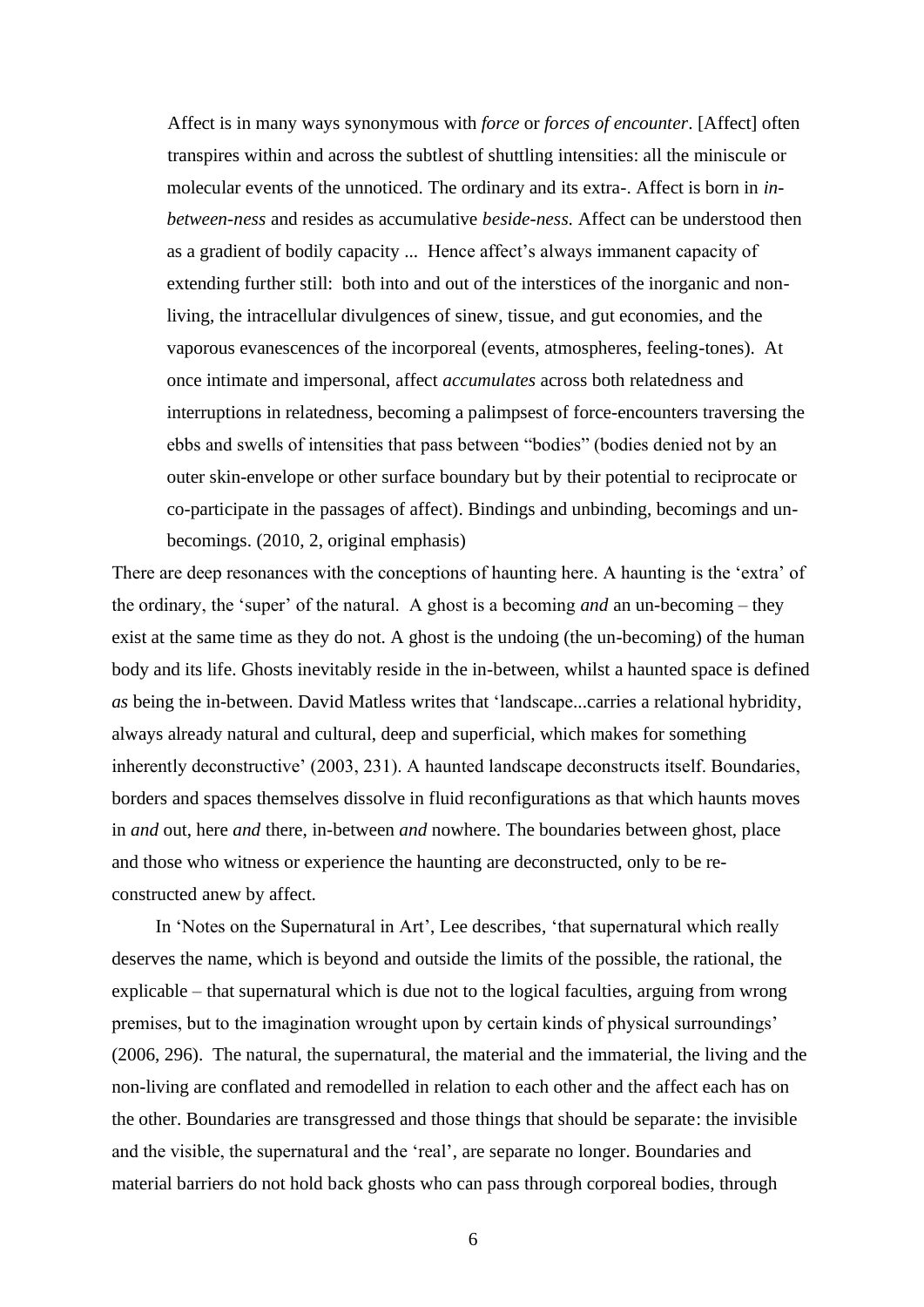> Affect is in many ways synonymous with *force* or *forces of encounter*. [Affect] often transpires within and across the subtlest of shuttling intensities: all the miniscule or molecular events of the unnoticed. The ordinary and its extra-. Affect is born in *in-between-ness* and resides as accumulative *beside-ness.* Affect can be understood then as a gradient of bodily capacity ... Hence affect's always immanent capacity of extending further still: both into and out of the interstices of the inorganic and non-living, the intracellular divulgences of sinew, tissue, and gut economies, and the vaporous evanescences of the incorporeal (events, atmospheres, feeling-tones). At once intimate and impersonal, affect *accumulates* across both relatedness and interruptions in relatedness, becoming a palimpsest of force-encounters traversing the ebbs and swells of intensities that pass between "bodies" (bodies denied not by an outer skin-envelope or other surface boundary but by their potential to reciprocate or co-participate in the passages of affect). Bindings and unbinding, becomings and un-becomings. (2010, 2, original emphasis)

There are deep resonances with the conceptions of haunting here. A haunting is the 'extra' of the ordinary, the 'super' of the natural. A ghost is a becoming *and* an un-becoming – they exist at the same time as they do not. A ghost is the undoing (the un-becoming) of the human body and its life. Ghosts inevitably reside in the in-between, whilst a haunted space is defined *as* being the in-between. David Matless writes that 'landscape...carries a relational hybridity, always already natural and cultural, deep and superficial, which makes for something inherently deconstructive' (2003, 231). A haunted landscape deconstructs itself. Boundaries, borders and spaces themselves dissolve in fluid reconfigurations as that which haunts moves in *and* out, here *and* there, in-between *and* nowhere. The boundaries between ghost, place and those who witness or experience the haunting are deconstructed, only to be re-constructed anew by affect.

In 'Notes on the Supernatural in Art', Lee describes, 'that supernatural which really deserves the name, which is beyond and outside the limits of the possible, the rational, the explicable – that supernatural which is due not to the logical faculties, arguing from wrong premises, but to the imagination wrought upon by certain kinds of physical surroundings' (2006, 296). The natural, the supernatural, the material and the immaterial, the living and the non-living are conflated and remodelled in relation to each other and the affect each has on the other. Boundaries are transgressed and those things that should be separate: the invisible and the visible, the supernatural and the 'real', are separate no longer. Boundaries and material barriers do not hold back ghosts who can pass through corporeal bodies, through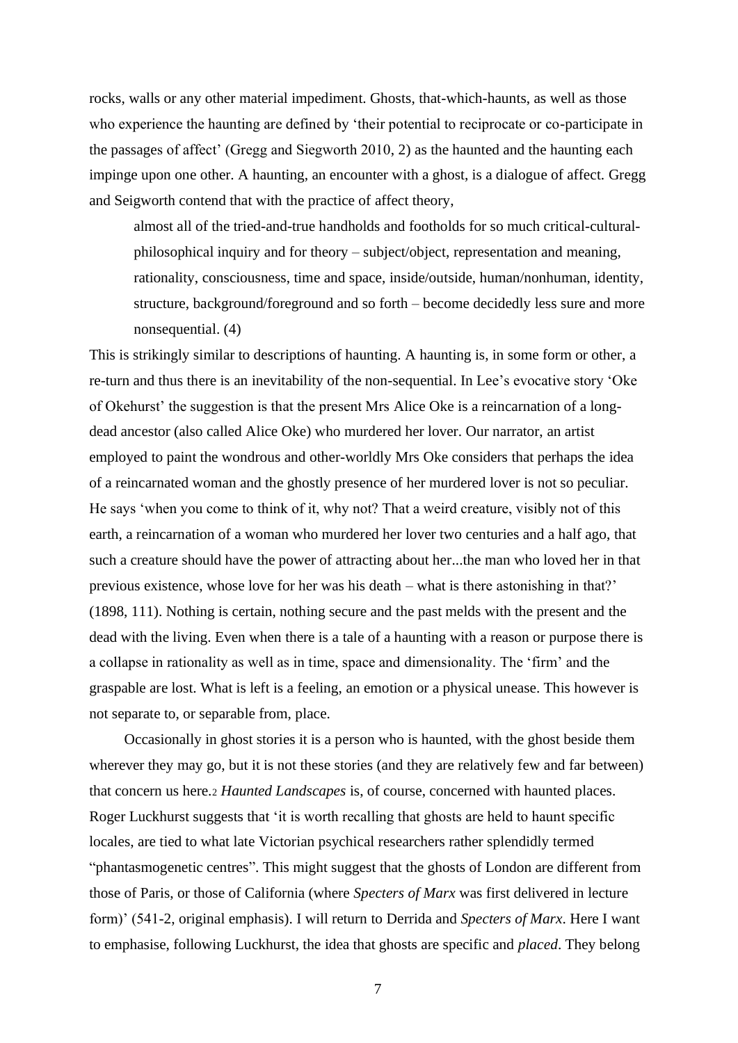rocks, walls or any other material impediment. Ghosts, that-which-haunts, as well as those who experience the haunting are defined by 'their potential to reciprocate or co-participate in the passages of affect' (Gregg and Siegworth 2010, 2) as the haunted and the haunting each impinge upon one other. A haunting, an encounter with a ghost, is a dialogue of affect. Gregg and Seigworth contend that with the practice of affect theory,

> almost all of the tried-and-true handholds and footholds for so much critical-cultural-philosophical inquiry and for theory – subject/object, representation and meaning, rationality, consciousness, time and space, inside/outside, human/nonhuman, identity, structure, background/foreground and so forth – become decidedly less sure and more nonsequential. (4)

This is strikingly similar to descriptions of haunting. A haunting is, in some form or other, a re-turn and thus there is an inevitability of the non-sequential. In Lee's evocative story 'Oke of Okehurst' the suggestion is that the present Mrs Alice Oke is a reincarnation of a long-dead ancestor (also called Alice Oke) who murdered her lover. Our narrator, an artist employed to paint the wondrous and other-worldly Mrs Oke considers that perhaps the idea of a reincarnated woman and the ghostly presence of her murdered lover is not so peculiar. He says 'when you come to think of it, why not? That a weird creature, visibly not of this earth, a reincarnation of a woman who murdered her lover two centuries and a half ago, that such a creature should have the power of attracting about her...the man who loved her in that previous existence, whose love for her was his death – what is there astonishing in that?' (1898, 111). Nothing is certain, nothing secure and the past melds with the present and the dead with the living. Even when there is a tale of a haunting with a reason or purpose there is a collapse in rationality as well as in time, space and dimensionality. The 'firm' and the graspable are lost. What is left is a feeling, an emotion or a physical unease. This however is not separate to, or separable from, place.

Occasionally in ghost stories it is a person who is haunted, with the ghost beside them wherever they may go, but it is not these stories (and they are relatively few and far between) that concern us here.[2] *Haunted Landscapes* is, of course, concerned with haunted places. Roger Luckhurst suggests that 'it is worth recalling that ghosts are held to haunt specific locales, are tied to what late Victorian psychical researchers rather splendidly termed "phantasmogenetic centres". This might suggest that the ghosts of London are different from those of Paris, or those of California (where *Specters of Marx* was first delivered in lecture form)' (541-2, original emphasis). I will return to Derrida and *Specters of Marx*. Here I want to emphasise, following Luckhurst, the idea that ghosts are specific and *placed*. They belong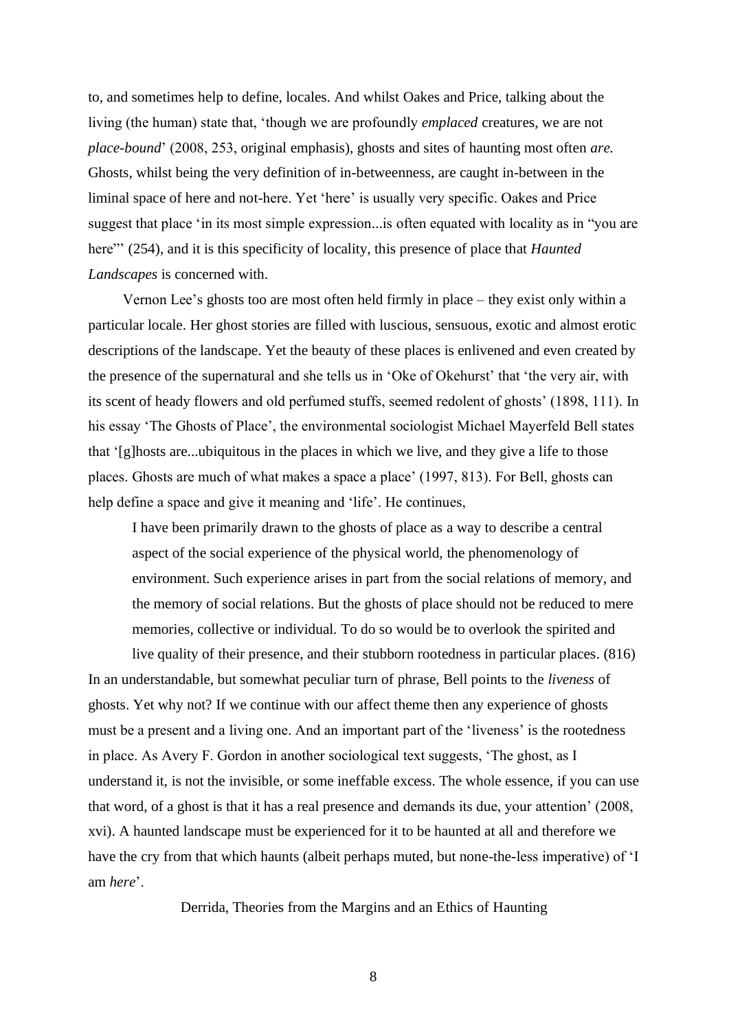to, and sometimes help to define, locales. And whilst Oakes and Price, talking about the living (the human) state that, 'though we are profoundly *emplaced* creatures, we are not *place-bound*' (2008, 253, original emphasis), ghosts and sites of haunting most often *are.* Ghosts, whilst being the very definition of in-betweenness, are caught in-between in the liminal space of here and not-here. Yet 'here' is usually very specific. Oakes and Price suggest that place 'in its most simple expression...is often equated with locality as in "you are here"' (254), and it is this specificity of locality, this presence of place that *Haunted Landscapes* is concerned with.

Vernon Lee's ghosts too are most often held firmly in place – they exist only within a particular locale. Her ghost stories are filled with luscious, sensuous, exotic and almost erotic descriptions of the landscape. Yet the beauty of these places is enlivened and even created by the presence of the supernatural and she tells us in 'Oke of Okehurst' that 'the very air, with its scent of heady flowers and old perfumed stuffs, seemed redolent of ghosts' (1898, 111). In his essay 'The Ghosts of Place', the environmental sociologist Michael Mayerfeld Bell states that '[g]hosts are...ubiquitous in the places in which we live, and they give a life to those places. Ghosts are much of what makes a space a place' (1997, 813). For Bell, ghosts can help define a space and give it meaning and 'life'. He continues,

> I have been primarily drawn to the ghosts of place as a way to describe a central aspect of the social experience of the physical world, the phenomenology of environment. Such experience arises in part from the social relations of memory, and the memory of social relations. But the ghosts of place should not be reduced to mere memories, collective or individual. To do so would be to overlook the spirited and live quality of their presence, and their stubborn rootedness in particular places. (816)

In an understandable, but somewhat peculiar turn of phrase, Bell points to the *liveness* of ghosts. Yet why not? If we continue with our affect theme then any experience of ghosts must be a present and a living one. And an important part of the 'liveness' is the rootedness in place. As Avery F. Gordon in another sociological text suggests, 'The ghost, as I understand it, is not the invisible, or some ineffable excess. The whole essence, if you can use that word, of a ghost is that it has a real presence and demands its due, your attention' (2008, xvi). A haunted landscape must be experienced for it to be haunted at all and therefore we have the cry from that which haunts (albeit perhaps muted, but none-the-less imperative) of 'I am *here*'.

## Derrida, Theories from the Margins and an Ethics of Haunting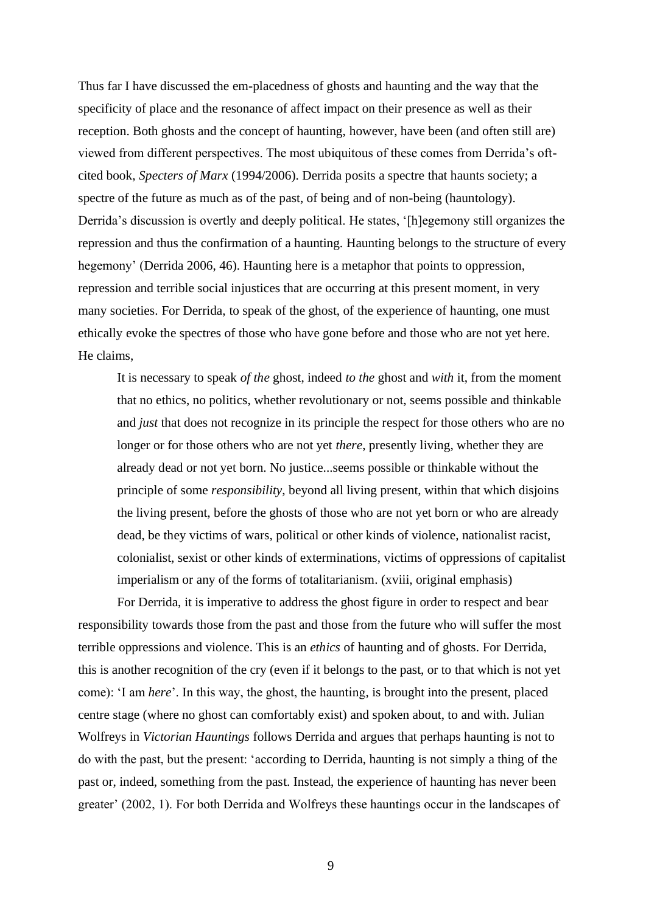Thus far I have discussed the em-placedness of ghosts and haunting and the way that the specificity of place and the resonance of affect impact on their presence as well as their reception. Both ghosts and the concept of haunting, however, have been (and often still are) viewed from different perspectives. The most ubiquitous of these comes from Derrida's oft-cited book, *Specters of Marx* (1994/2006). Derrida posits a spectre that haunts society; a spectre of the future as much as of the past, of being and of non-being (hauntology). Derrida's discussion is overtly and deeply political. He states, '[h]egemony still organizes the repression and thus the confirmation of a haunting. Haunting belongs to the structure of every hegemony' (Derrida 2006, 46). Haunting here is a metaphor that points to oppression, repression and terrible social injustices that are occurring at this present moment, in very many societies. For Derrida, to speak of the ghost, of the experience of haunting, one must ethically evoke the spectres of those who have gone before and those who are not yet here. He claims,

> It is necessary to speak *of the* ghost, indeed *to the* ghost and *with* it, from the moment that no ethics, no politics, whether revolutionary or not, seems possible and thinkable and *just* that does not recognize in its principle the respect for those others who are no longer or for those others who are not yet *there*, presently living, whether they are already dead or not yet born. No justice...seems possible or thinkable without the principle of some *responsibility*, beyond all living present, within that which disjoins the living present, before the ghosts of those who are not yet born or who are already dead, be they victims of wars, political or other kinds of violence, nationalist racist, colonialist, sexist or other kinds of exterminations, victims of oppressions of capitalist imperialism or any of the forms of totalitarianism. (xviii, original emphasis)

For Derrida, it is imperative to address the ghost figure in order to respect and bear responsibility towards those from the past and those from the future who will suffer the most terrible oppressions and violence. This is an *ethics* of haunting and of ghosts. For Derrida, this is another recognition of the cry (even if it belongs to the past, or to that which is not yet come): 'I am *here*'. In this way, the ghost, the haunting, is brought into the present, placed centre stage (where no ghost can comfortably exist) and spoken about, to and with. Julian Wolfreys in *Victorian Hauntings* follows Derrida and argues that perhaps haunting is not to do with the past, but the present: 'according to Derrida, haunting is not simply a thing of the past or, indeed, something from the past. Instead, the experience of haunting has never been greater' (2002, 1). For both Derrida and Wolfreys these hauntings occur in the landscapes of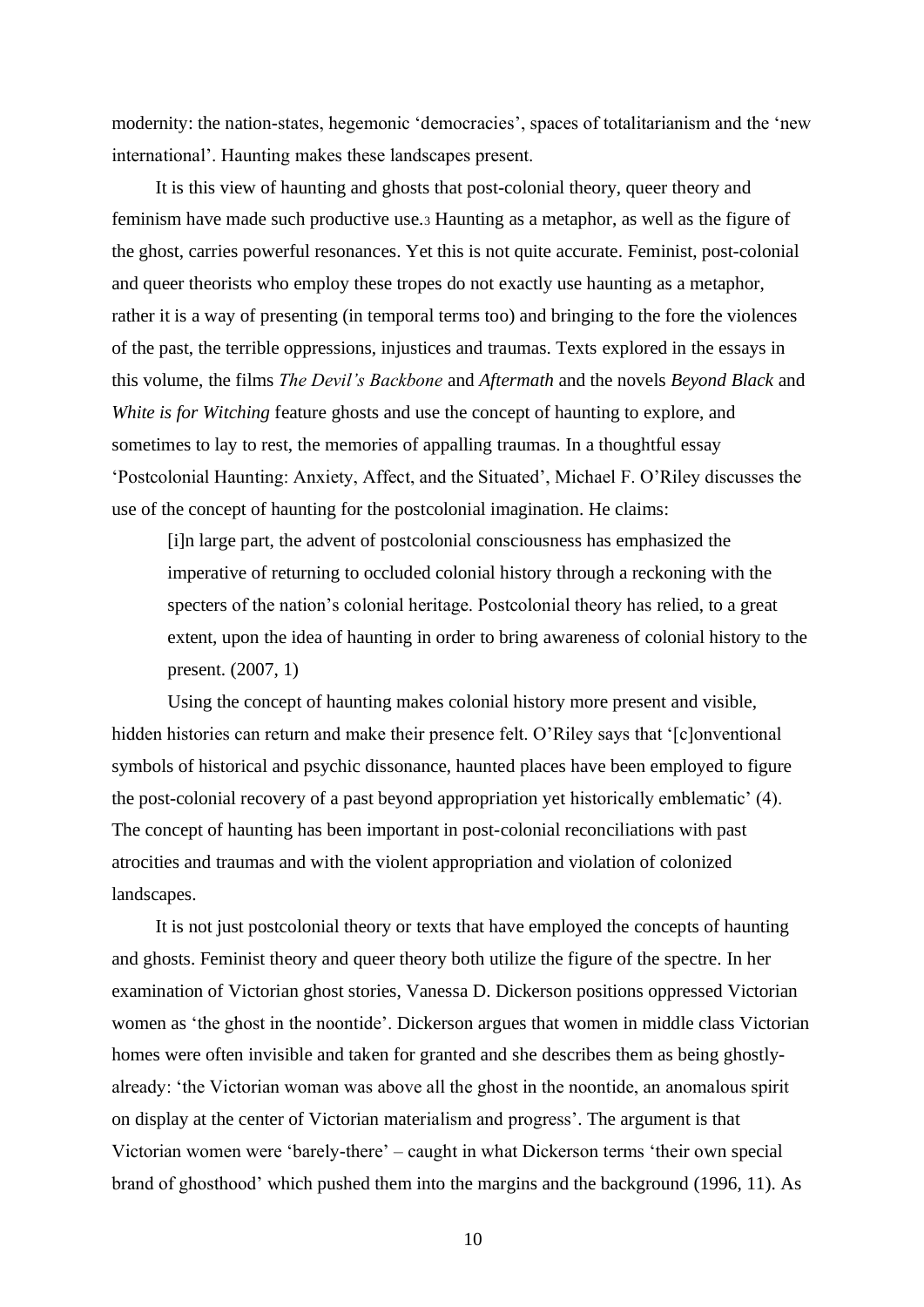modernity: the nation-states, hegemonic 'democracies', spaces of totalitarianism and the 'new international'. Haunting makes these landscapes present.

It is this view of haunting and ghosts that post-colonial theory, queer theory and feminism have made such productive use.[3] Haunting as a metaphor, as well as the figure of the ghost, carries powerful resonances. Yet this is not quite accurate. Feminist, post-colonial and queer theorists who employ these tropes do not exactly use haunting as a metaphor, rather it is a way of presenting (in temporal terms too) and bringing to the fore the violences of the past, the terrible oppressions, injustices and traumas. Texts explored in the essays in this volume, the films *The Devil's Backbone* and *Aftermath* and the novels *Beyond Black* and *White is for Witching* feature ghosts and use the concept of haunting to explore, and sometimes to lay to rest, the memories of appalling traumas. In a thoughtful essay 'Postcolonial Haunting: Anxiety, Affect, and the Situated', Michael F. O'Riley discusses the use of the concept of haunting for the postcolonial imagination. He claims:

> [i]n large part, the advent of postcolonial consciousness has emphasized the imperative of returning to occluded colonial history through a reckoning with the specters of the nation's colonial heritage. Postcolonial theory has relied, to a great extent, upon the idea of haunting in order to bring awareness of colonial history to the present. (2007, 1)

Using the concept of haunting makes colonial history more present and visible, hidden histories can return and make their presence felt. O'Riley says that '[c]onventional symbols of historical and psychic dissonance, haunted places have been employed to figure the post-colonial recovery of a past beyond appropriation yet historically emblematic' (4). The concept of haunting has been important in post-colonial reconciliations with past atrocities and traumas and with the violent appropriation and violation of colonized landscapes.

It is not just postcolonial theory or texts that have employed the concepts of haunting and ghosts. Feminist theory and queer theory both utilize the figure of the spectre. In her examination of Victorian ghost stories, Vanessa D. Dickerson positions oppressed Victorian women as 'the ghost in the noontide'. Dickerson argues that women in middle class Victorian homes were often invisible and taken for granted and she describes them as being ghostly-already: 'the Victorian woman was above all the ghost in the noontide, an anomalous spirit on display at the center of Victorian materialism and progress'. The argument is that Victorian women were 'barely-there' – caught in what Dickerson terms 'their own special brand of ghosthood' which pushed them into the margins and the background (1996, 11). As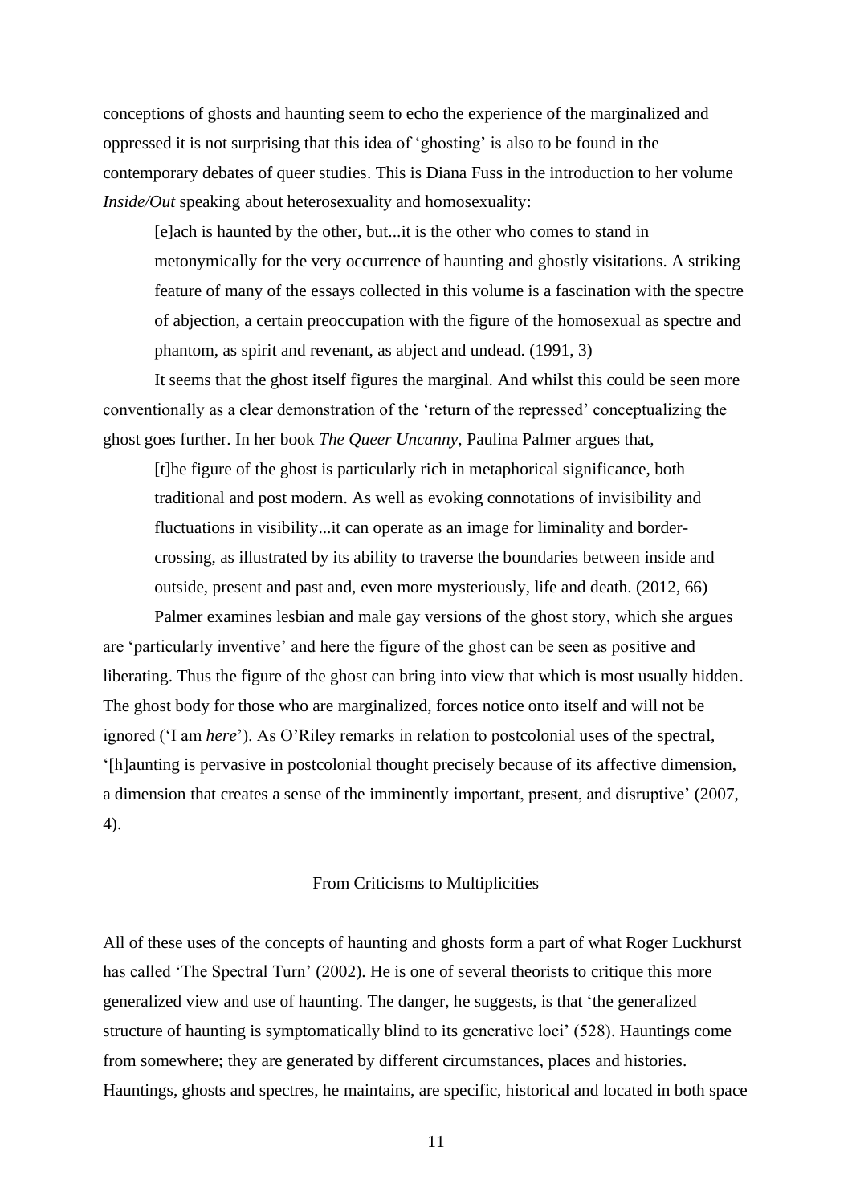conceptions of ghosts and haunting seem to echo the experience of the marginalized and oppressed it is not surprising that this idea of 'ghosting' is also to be found in the contemporary debates of queer studies. This is Diana Fuss in the introduction to her volume *Inside/Out* speaking about heterosexuality and homosexuality:

> [e]ach is haunted by the other, but...it is the other who comes to stand in metonymically for the very occurrence of haunting and ghostly visitations. A striking feature of many of the essays collected in this volume is a fascination with the spectre of abjection, a certain preoccupation with the figure of the homosexual as spectre and phantom, as spirit and revenant, as abject and undead. (1991, 3)

It seems that the ghost itself figures the marginal. And whilst this could be seen more conventionally as a clear demonstration of the 'return of the repressed' conceptualizing the ghost goes further. In her book *The Queer Uncanny*, Paulina Palmer argues that,

> [t]he figure of the ghost is particularly rich in metaphorical significance, both traditional and post modern. As well as evoking connotations of invisibility and fluctuations in visibility...it can operate as an image for liminality and border-crossing, as illustrated by its ability to traverse the boundaries between inside and outside, present and past and, even more mysteriously, life and death. (2012, 66)

Palmer examines lesbian and male gay versions of the ghost story, which she argues are 'particularly inventive' and here the figure of the ghost can be seen as positive and liberating. Thus the figure of the ghost can bring into view that which is most usually hidden. The ghost body for those who are marginalized, forces notice onto itself and will not be ignored ('I am *here*'). As O'Riley remarks in relation to postcolonial uses of the spectral, '[h]aunting is pervasive in postcolonial thought precisely because of its affective dimension, a dimension that creates a sense of the imminently important, present, and disruptive' (2007, 4).

## From Criticisms to Multiplicities

All of these uses of the concepts of haunting and ghosts form a part of what Roger Luckhurst has called 'The Spectral Turn' (2002). He is one of several theorists to critique this more generalized view and use of haunting. The danger, he suggests, is that 'the generalized structure of haunting is symptomatically blind to its generative loci' (528). Hauntings come from somewhere; they are generated by different circumstances, places and histories. Hauntings, ghosts and spectres, he maintains, are specific, historical and located in both space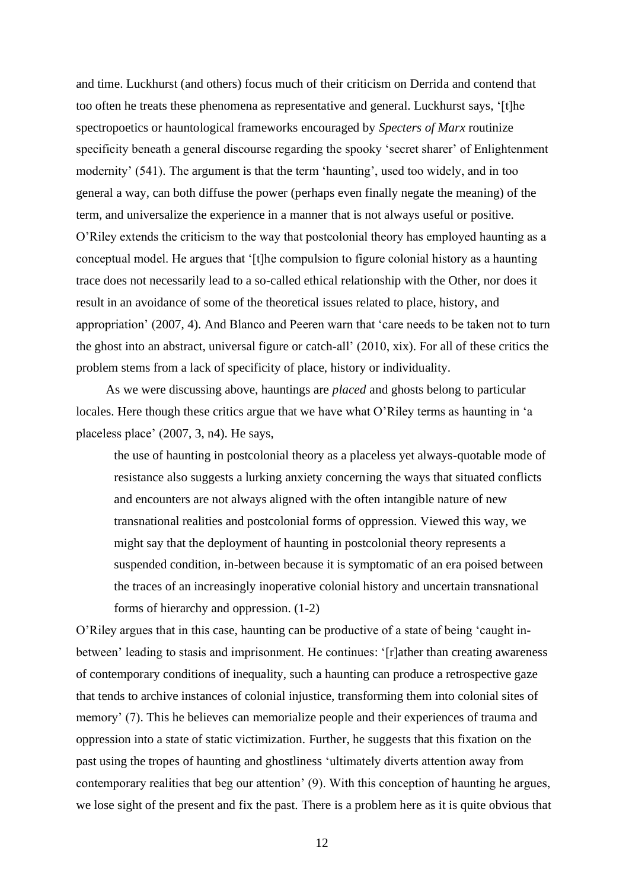and time. Luckhurst (and others) focus much of their criticism on Derrida and contend that too often he treats these phenomena as representative and general. Luckhurst says, '[t]he spectropoetics or hauntological frameworks encouraged by *Specters of Marx* routinize specificity beneath a general discourse regarding the spooky 'secret sharer' of Enlightenment modernity' (541). The argument is that the term 'haunting', used too widely, and in too general a way, can both diffuse the power (perhaps even finally negate the meaning) of the term, and universalize the experience in a manner that is not always useful or positive. O'Riley extends the criticism to the way that postcolonial theory has employed haunting as a conceptual model. He argues that '[t]he compulsion to figure colonial history as a haunting trace does not necessarily lead to a so-called ethical relationship with the Other, nor does it result in an avoidance of some of the theoretical issues related to place, history, and appropriation' (2007, 4). And Blanco and Peeren warn that 'care needs to be taken not to turn the ghost into an abstract, universal figure or catch-all' (2010, xix). For all of these critics the problem stems from a lack of specificity of place, history or individuality.

As we were discussing above, hauntings are *placed* and ghosts belong to particular locales. Here though these critics argue that we have what O'Riley terms as haunting in 'a placeless place' (2007, 3, n4). He says,

> the use of haunting in postcolonial theory as a placeless yet always-quotable mode of resistance also suggests a lurking anxiety concerning the ways that situated conflicts and encounters are not always aligned with the often intangible nature of new transnational realities and postcolonial forms of oppression. Viewed this way, we might say that the deployment of haunting in postcolonial theory represents a suspended condition, in-between because it is symptomatic of an era poised between the traces of an increasingly inoperative colonial history and uncertain transnational forms of hierarchy and oppression. (1-2)

O'Riley argues that in this case, haunting can be productive of a state of being 'caught in-between' leading to stasis and imprisonment. He continues: '[r]ather than creating awareness of contemporary conditions of inequality, such a haunting can produce a retrospective gaze that tends to archive instances of colonial injustice, transforming them into colonial sites of memory' (7). This he believes can memorialize people and their experiences of trauma and oppression into a state of static victimization. Further, he suggests that this fixation on the past using the tropes of haunting and ghostliness 'ultimately diverts attention away from contemporary realities that beg our attention' (9). With this conception of haunting he argues, we lose sight of the present and fix the past. There is a problem here as it is quite obvious that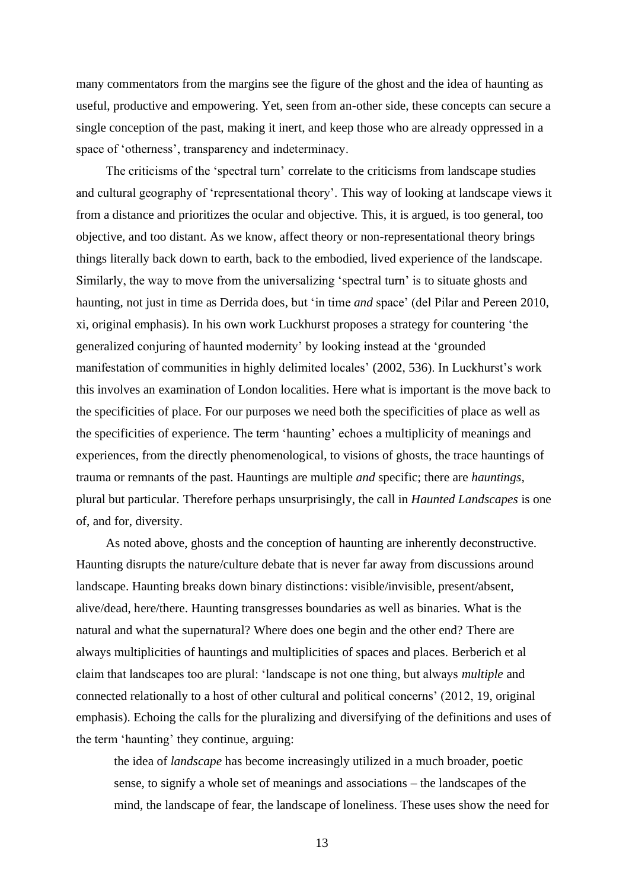many commentators from the margins see the figure of the ghost and the idea of haunting as useful, productive and empowering. Yet, seen from an-other side, these concepts can secure a single conception of the past, making it inert, and keep those who are already oppressed in a space of 'otherness', transparency and indeterminacy.

The criticisms of the 'spectral turn' correlate to the criticisms from landscape studies and cultural geography of 'representational theory'. This way of looking at landscape views it from a distance and prioritizes the ocular and objective. This, it is argued, is too general, too objective, and too distant. As we know, affect theory or non-representational theory brings things literally back down to earth, back to the embodied, lived experience of the landscape. Similarly, the way to move from the universalizing 'spectral turn' is to situate ghosts and haunting, not just in time as Derrida does, but 'in time *and* space' (del Pilar and Pereen 2010, xi, original emphasis). In his own work Luckhurst proposes a strategy for countering 'the generalized conjuring of haunted modernity' by looking instead at the 'grounded manifestation of communities in highly delimited locales' (2002, 536). In Luckhurst's work this involves an examination of London localities. Here what is important is the move back to the specificities of place. For our purposes we need both the specificities of place as well as the specificities of experience. The term 'haunting' echoes a multiplicity of meanings and experiences, from the directly phenomenological, to visions of ghosts, the trace hauntings of trauma or remnants of the past. Hauntings are multiple *and* specific; there are *hauntings*, plural but particular. Therefore perhaps unsurprisingly, the call in *Haunted Landscapes* is one of, and for, diversity.

As noted above, ghosts and the conception of haunting are inherently deconstructive. Haunting disrupts the nature/culture debate that is never far away from discussions around landscape. Haunting breaks down binary distinctions: visible/invisible, present/absent, alive/dead, here/there. Haunting transgresses boundaries as well as binaries. What is the natural and what the supernatural? Where does one begin and the other end? There are always multiplicities of hauntings and multiplicities of spaces and places. Berberich et al claim that landscapes too are plural: 'landscape is not one thing, but always *multiple* and connected relationally to a host of other cultural and political concerns' (2012, 19, original emphasis). Echoing the calls for the pluralizing and diversifying of the definitions and uses of the term 'haunting' they continue, arguing:

> the idea of *landscape* has become increasingly utilized in a much broader, poetic sense, to signify a whole set of meanings and associations – the landscapes of the mind, the landscape of fear, the landscape of loneliness. These uses show the need for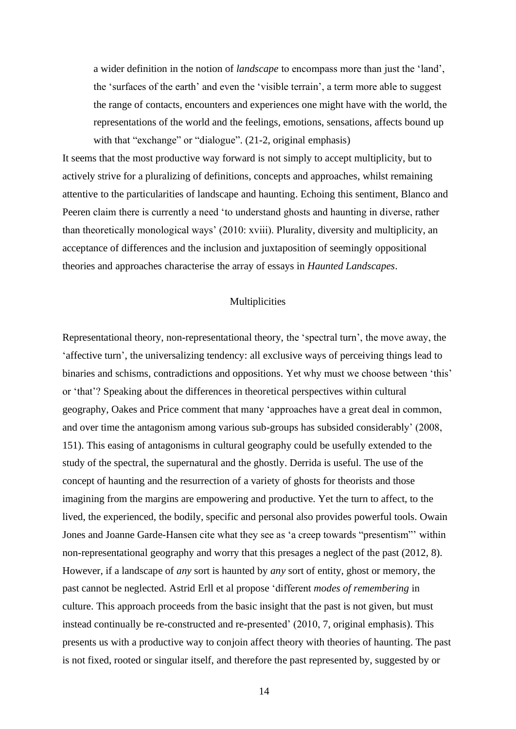> a wider definition in the notion of *landscape* to encompass more than just the 'land', the 'surfaces of the earth' and even the 'visible terrain', a term more able to suggest the range of contacts, encounters and experiences one might have with the world, the representations of the world and the feelings, emotions, sensations, affects bound up with that "exchange" or "dialogue". (21-2, original emphasis)

It seems that the most productive way forward is not simply to accept multiplicity, but to actively strive for a pluralizing of definitions, concepts and approaches, whilst remaining attentive to the particularities of landscape and haunting. Echoing this sentiment, Blanco and Peeren claim there is currently a need 'to understand ghosts and haunting in diverse, rather than theoretically monological ways' (2010: xviii). Plurality, diversity and multiplicity, an acceptance of differences and the inclusion and juxtaposition of seemingly oppositional theories and approaches characterise the array of essays in *Haunted Landscapes*.

## Multiplicities

Representational theory, non-representational theory, the 'spectral turn', the move away, the 'affective turn', the universalizing tendency: all exclusive ways of perceiving things lead to binaries and schisms, contradictions and oppositions. Yet why must we choose between 'this' or 'that'? Speaking about the differences in theoretical perspectives within cultural geography, Oakes and Price comment that many 'approaches have a great deal in common, and over time the antagonism among various sub-groups has subsided considerably' (2008, 151). This easing of antagonisms in cultural geography could be usefully extended to the study of the spectral, the supernatural and the ghostly. Derrida is useful. The use of the concept of haunting and the resurrection of a variety of ghosts for theorists and those imagining from the margins are empowering and productive. Yet the turn to affect, to the lived, the experienced, the bodily, specific and personal also provides powerful tools. Owain Jones and Joanne Garde-Hansen cite what they see as 'a creep towards "presentism"' within non-representational geography and worry that this presages a neglect of the past (2012, 8). However, if a landscape of *any* sort is haunted by *any* sort of entity, ghost or memory, the past cannot be neglected. Astrid Erll et al propose 'different *modes of remembering* in culture. This approach proceeds from the basic insight that the past is not given, but must instead continually be re-constructed and re-presented' (2010, 7, original emphasis). This presents us with a productive way to conjoin affect theory with theories of haunting. The past is not fixed, rooted or singular itself, and therefore the past represented by, suggested by or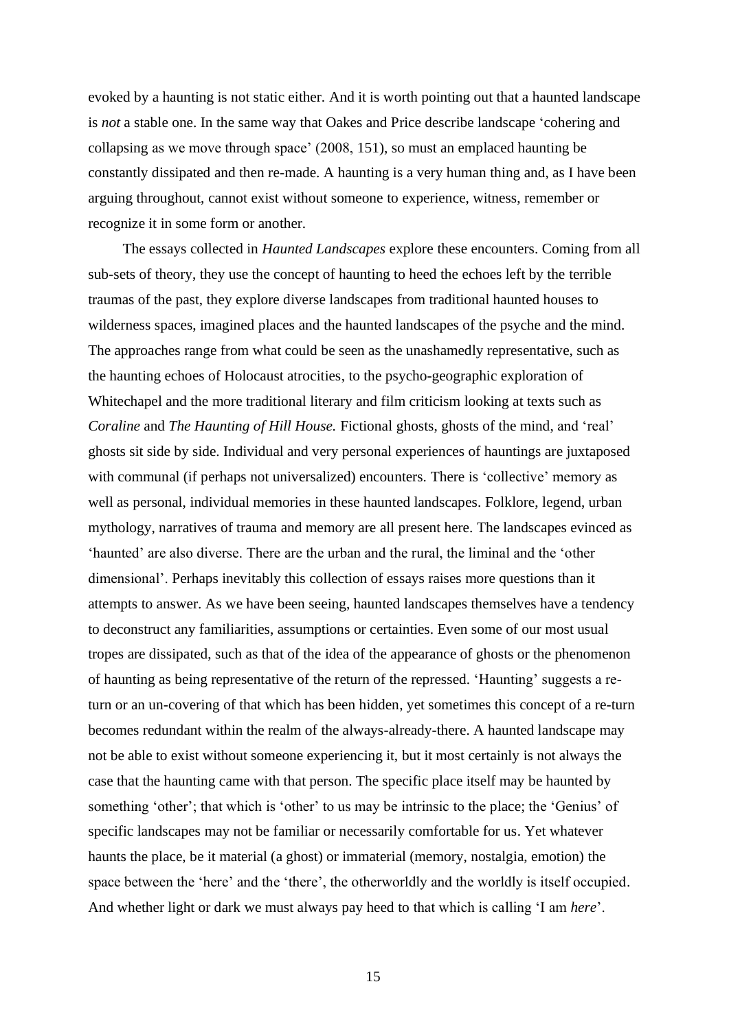evoked by a haunting is not static either. And it is worth pointing out that a haunted landscape is *not* a stable one. In the same way that Oakes and Price describe landscape 'cohering and collapsing as we move through space' (2008, 151), so must an emplaced haunting be constantly dissipated and then re-made. A haunting is a very human thing and, as I have been arguing throughout, cannot exist without someone to experience, witness, remember or recognize it in some form or another.

The essays collected in *Haunted Landscapes* explore these encounters. Coming from all sub-sets of theory, they use the concept of haunting to heed the echoes left by the terrible traumas of the past, they explore diverse landscapes from traditional haunted houses to wilderness spaces, imagined places and the haunted landscapes of the psyche and the mind. The approaches range from what could be seen as the unashamedly representative, such as the haunting echoes of Holocaust atrocities, to the psycho-geographic exploration of Whitechapel and the more traditional literary and film criticism looking at texts such as *Coraline* and *The Haunting of Hill House.* Fictional ghosts, ghosts of the mind, and 'real' ghosts sit side by side. Individual and very personal experiences of hauntings are juxtaposed with communal (if perhaps not universalized) encounters. There is 'collective' memory as well as personal, individual memories in these haunted landscapes. Folklore, legend, urban mythology, narratives of trauma and memory are all present here. The landscapes evinced as 'haunted' are also diverse. There are the urban and the rural, the liminal and the 'other dimensional'. Perhaps inevitably this collection of essays raises more questions than it attempts to answer. As we have been seeing, haunted landscapes themselves have a tendency to deconstruct any familiarities, assumptions or certainties. Even some of our most usual tropes are dissipated, such as that of the idea of the appearance of ghosts or the phenomenon of haunting as being representative of the return of the repressed. 'Haunting' suggests a re-turn or an un-covering of that which has been hidden, yet sometimes this concept of a re-turn becomes redundant within the realm of the always-already-there. A haunted landscape may not be able to exist without someone experiencing it, but it most certainly is not always the case that the haunting came with that person. The specific place itself may be haunted by something 'other'; that which is 'other' to us may be intrinsic to the place; the 'Genius' of specific landscapes may not be familiar or necessarily comfortable for us. Yet whatever haunts the place, be it material (a ghost) or immaterial (memory, nostalgia, emotion) the space between the 'here' and the 'there', the otherworldly and the worldly is itself occupied. And whether light or dark we must always pay heed to that which is calling 'I am *here*'.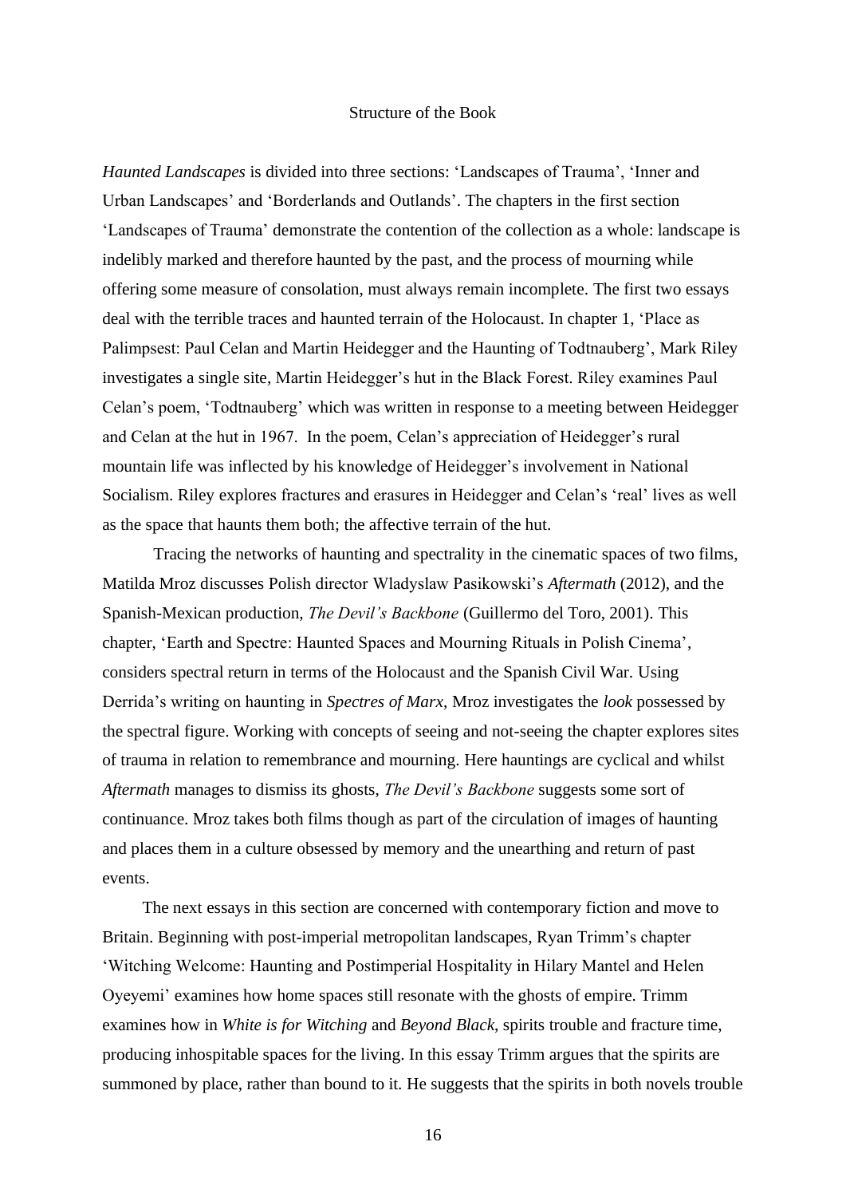## Structure of the Book

*Haunted Landscapes* is divided into three sections: 'Landscapes of Trauma', 'Inner and Urban Landscapes' and 'Borderlands and Outlands'. The chapters in the first section 'Landscapes of Trauma' demonstrate the contention of the collection as a whole: landscape is indelibly marked and therefore haunted by the past, and the process of mourning while offering some measure of consolation, must always remain incomplete. The first two essays deal with the terrible traces and haunted terrain of the Holocaust. In chapter 1, 'Place as Palimpsest: Paul Celan and Martin Heidegger and the Haunting of Todtnauberg', Mark Riley investigates a single site, Martin Heidegger's hut in the Black Forest. Riley examines Paul Celan's poem, 'Todtnauberg' which was written in response to a meeting between Heidegger and Celan at the hut in 1967. In the poem, Celan's appreciation of Heidegger's rural mountain life was inflected by his knowledge of Heidegger's involvement in National Socialism. Riley explores fractures and erasures in Heidegger and Celan's 'real' lives as well as the space that haunts them both; the affective terrain of the hut.

Tracing the networks of haunting and spectrality in the cinematic spaces of two films, Matilda Mroz discusses Polish director Wladyslaw Pasikowski's *Aftermath* (2012), and the Spanish-Mexican production, *The Devil's Backbone* (Guillermo del Toro, 2001). This chapter, 'Earth and Spectre: Haunted Spaces and Mourning Rituals in Polish Cinema', considers spectral return in terms of the Holocaust and the Spanish Civil War. Using Derrida's writing on haunting in *Spectres of Marx*, Mroz investigates the *look* possessed by the spectral figure. Working with concepts of seeing and not-seeing the chapter explores sites of trauma in relation to remembrance and mourning. Here hauntings are cyclical and whilst *Aftermath* manages to dismiss its ghosts, *The Devil's Backbone* suggests some sort of continuance. Mroz takes both films though as part of the circulation of images of haunting and places them in a culture obsessed by memory and the unearthing and return of past events.

The next essays in this section are concerned with contemporary fiction and move to Britain. Beginning with post-imperial metropolitan landscapes, Ryan Trimm's chapter 'Witching Welcome: Haunting and Postimperial Hospitality in Hilary Mantel and Helen Oyeyemi' examines how home spaces still resonate with the ghosts of empire. Trimm examines how in *White is for Witching* and *Beyond Black,* spirits trouble and fracture time, producing inhospitable spaces for the living. In this essay Trimm argues that the spirits are summoned by place, rather than bound to it. He suggests that the spirits in both novels trouble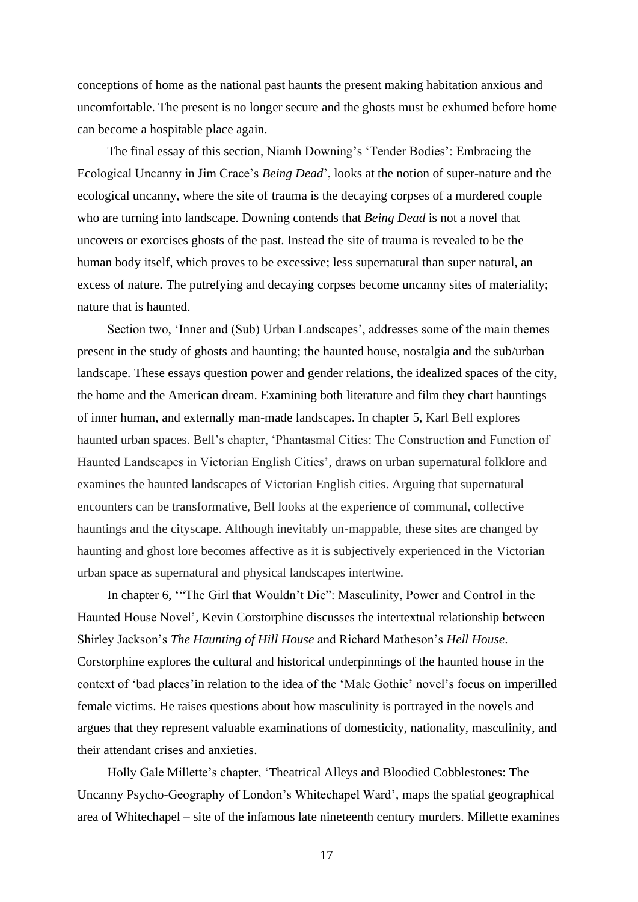conceptions of home as the national past haunts the present making habitation anxious and uncomfortable. The present is no longer secure and the ghosts must be exhumed before home can become a hospitable place again.

The final essay of this section, Niamh Downing's 'Tender Bodies': Embracing the Ecological Uncanny in Jim Crace's *Being Dead*', looks at the notion of super-nature and the ecological uncanny, where the site of trauma is the decaying corpses of a murdered couple who are turning into landscape. Downing contends that *Being Dead* is not a novel that uncovers or exorcises ghosts of the past. Instead the site of trauma is revealed to be the human body itself, which proves to be excessive; less supernatural than super natural, an excess of nature. The putrefying and decaying corpses become uncanny sites of materiality; nature that is haunted.

Section two, 'Inner and (Sub) Urban Landscapes', addresses some of the main themes present in the study of ghosts and haunting; the haunted house, nostalgia and the sub/urban landscape. These essays question power and gender relations, the idealized spaces of the city, the home and the American dream. Examining both literature and film they chart hauntings of inner human, and externally man-made landscapes. In chapter 5, Karl Bell explores haunted urban spaces. Bell's chapter, 'Phantasmal Cities: The Construction and Function of Haunted Landscapes in Victorian English Cities', draws on urban supernatural folklore and examines the haunted landscapes of Victorian English cities. Arguing that supernatural encounters can be transformative, Bell looks at the experience of communal, collective hauntings and the cityscape. Although inevitably un-mappable, these sites are changed by haunting and ghost lore becomes affective as it is subjectively experienced in the Victorian urban space as supernatural and physical landscapes intertwine.

In chapter 6, '"The Girl that Wouldn't Die": Masculinity, Power and Control in the Haunted House Novel', Kevin Corstorphine discusses the intertextual relationship between Shirley Jackson's *The Haunting of Hill House* and Richard Matheson's *Hell House*. Corstorphine explores the cultural and historical underpinnings of the haunted house in the context of 'bad places'in relation to the idea of the 'Male Gothic' novel's focus on imperilled female victims. He raises questions about how masculinity is portrayed in the novels and argues that they represent valuable examinations of domesticity, nationality, masculinity, and their attendant crises and anxieties.

Holly Gale Millette's chapter, 'Theatrical Alleys and Bloodied Cobblestones: The Uncanny Psycho-Geography of London's Whitechapel Ward', maps the spatial geographical area of Whitechapel – site of the infamous late nineteenth century murders. Millette examines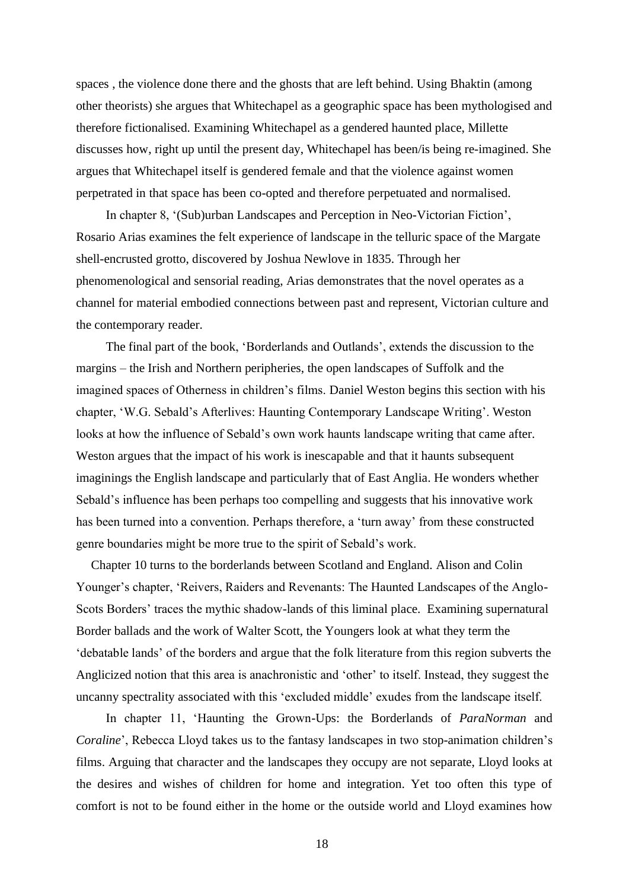spaces , the violence done there and the ghosts that are left behind. Using Bhaktin (among other theorists) she argues that Whitechapel as a geographic space has been mythologised and therefore fictionalised. Examining Whitechapel as a gendered haunted place, Millette discusses how, right up until the present day, Whitechapel has been/is being re-imagined. She argues that Whitechapel itself is gendered female and that the violence against women perpetrated in that space has been co-opted and therefore perpetuated and normalised.

In chapter 8, '(Sub)urban Landscapes and Perception in Neo-Victorian Fiction', Rosario Arias examines the felt experience of landscape in the telluric space of the Margate shell-encrusted grotto, discovered by Joshua Newlove in 1835. Through her phenomenological and sensorial reading, Arias demonstrates that the novel operates as a channel for material embodied connections between past and represent, Victorian culture and the contemporary reader.

The final part of the book, 'Borderlands and Outlands', extends the discussion to the margins – the Irish and Northern peripheries, the open landscapes of Suffolk and the imagined spaces of Otherness in children's films. Daniel Weston begins this section with his chapter, 'W.G. Sebald's Afterlives: Haunting Contemporary Landscape Writing'. Weston looks at how the influence of Sebald's own work haunts landscape writing that came after. Weston argues that the impact of his work is inescapable and that it haunts subsequent imaginings the English landscape and particularly that of East Anglia. He wonders whether Sebald's influence has been perhaps too compelling and suggests that his innovative work has been turned into a convention. Perhaps therefore, a 'turn away' from these constructed genre boundaries might be more true to the spirit of Sebald's work.

Chapter 10 turns to the borderlands between Scotland and England. Alison and Colin Younger's chapter, 'Reivers, Raiders and Revenants: The Haunted Landscapes of the Anglo-Scots Borders' traces the mythic shadow-lands of this liminal place. Examining supernatural Border ballads and the work of Walter Scott, the Youngers look at what they term the 'debatable lands' of the borders and argue that the folk literature from this region subverts the Anglicized notion that this area is anachronistic and 'other' to itself. Instead, they suggest the uncanny spectrality associated with this 'excluded middle' exudes from the landscape itself.

In chapter 11, 'Haunting the Grown-Ups: the Borderlands of *ParaNorman* and *Coraline*', Rebecca Lloyd takes us to the fantasy landscapes in two stop-animation children's films. Arguing that character and the landscapes they occupy are not separate, Lloyd looks at the desires and wishes of children for home and integration. Yet too often this type of comfort is not to be found either in the home or the outside world and Lloyd examines how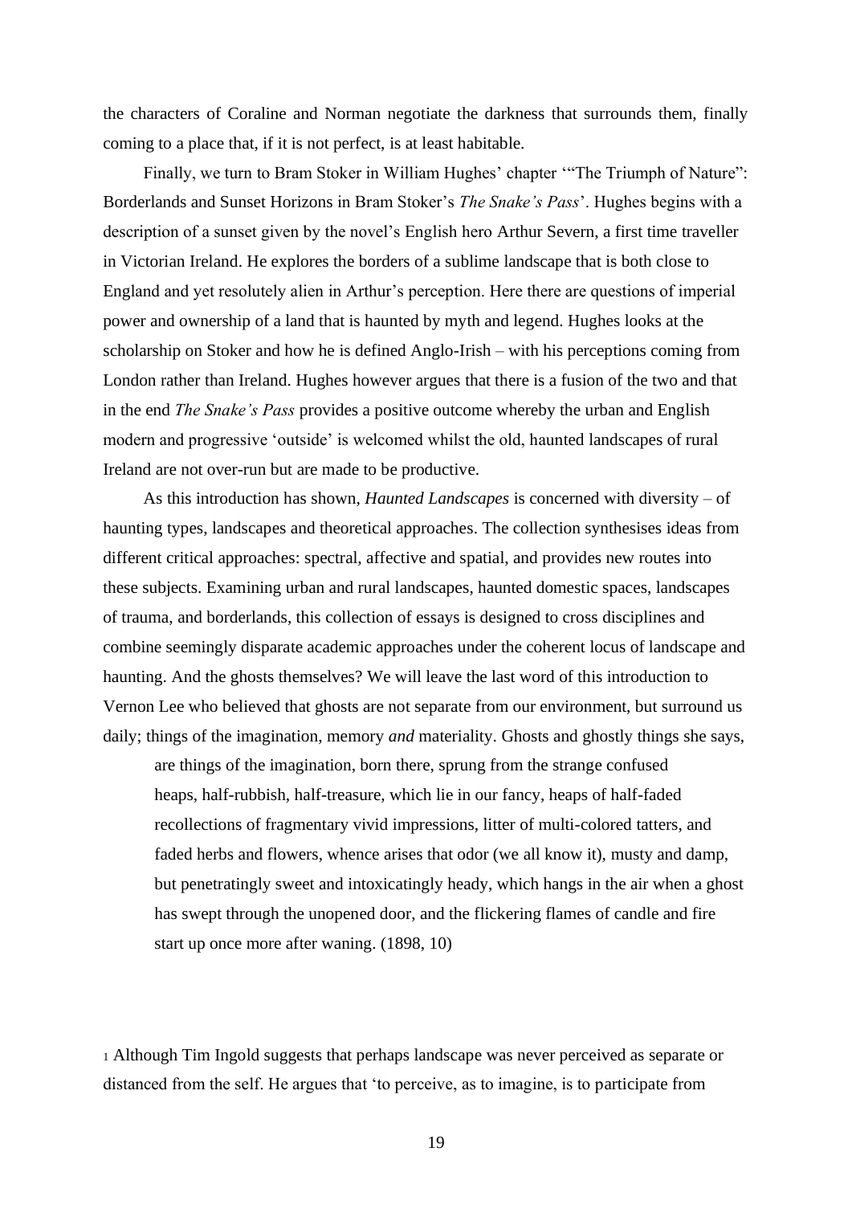the characters of Coraline and Norman negotiate the darkness that surrounds them, finally coming to a place that, if it is not perfect, is at least habitable.

Finally, we turn to Bram Stoker in William Hughes' chapter '"The Triumph of Nature": Borderlands and Sunset Horizons in Bram Stoker's *The Snake's Pass*'. Hughes begins with a description of a sunset given by the novel's English hero Arthur Severn, a first time traveller in Victorian Ireland. He explores the borders of a sublime landscape that is both close to England and yet resolutely alien in Arthur's perception. Here there are questions of imperial power and ownership of a land that is haunted by myth and legend. Hughes looks at the scholarship on Stoker and how he is defined Anglo-Irish – with his perceptions coming from London rather than Ireland. Hughes however argues that there is a fusion of the two and that in the end *The Snake's Pass* provides a positive outcome whereby the urban and English modern and progressive 'outside' is welcomed whilst the old, haunted landscapes of rural Ireland are not over-run but are made to be productive.

As this introduction has shown, *Haunted Landscapes* is concerned with diversity – of haunting types, landscapes and theoretical approaches. The collection synthesises ideas from different critical approaches: spectral, affective and spatial, and provides new routes into these subjects. Examining urban and rural landscapes, haunted domestic spaces, landscapes of trauma, and borderlands, this collection of essays is designed to cross disciplines and combine seemingly disparate academic approaches under the coherent locus of landscape and haunting. And the ghosts themselves? We will leave the last word of this introduction to Vernon Lee who believed that ghosts are not separate from our environment, but surround us daily; things of the imagination, memory *and* materiality. Ghosts and ghostly things she says,

> are things of the imagination, born there, sprung from the strange confused heaps, half-rubbish, half-treasure, which lie in our fancy, heaps of half-faded recollections of fragmentary vivid impressions, litter of multi-colored tatters, and faded herbs and flowers, whence arises that odor (we all know it), musty and damp, but penetratingly sweet and intoxicatingly heady, which hangs in the air when a ghost has swept through the unopened door, and the flickering flames of candle and fire start up once more after waning. (1898, 10)

[1] Although Tim Ingold suggests that perhaps landscape was never perceived as separate or distanced from the self. He argues that 'to perceive, as to imagine, is to participate from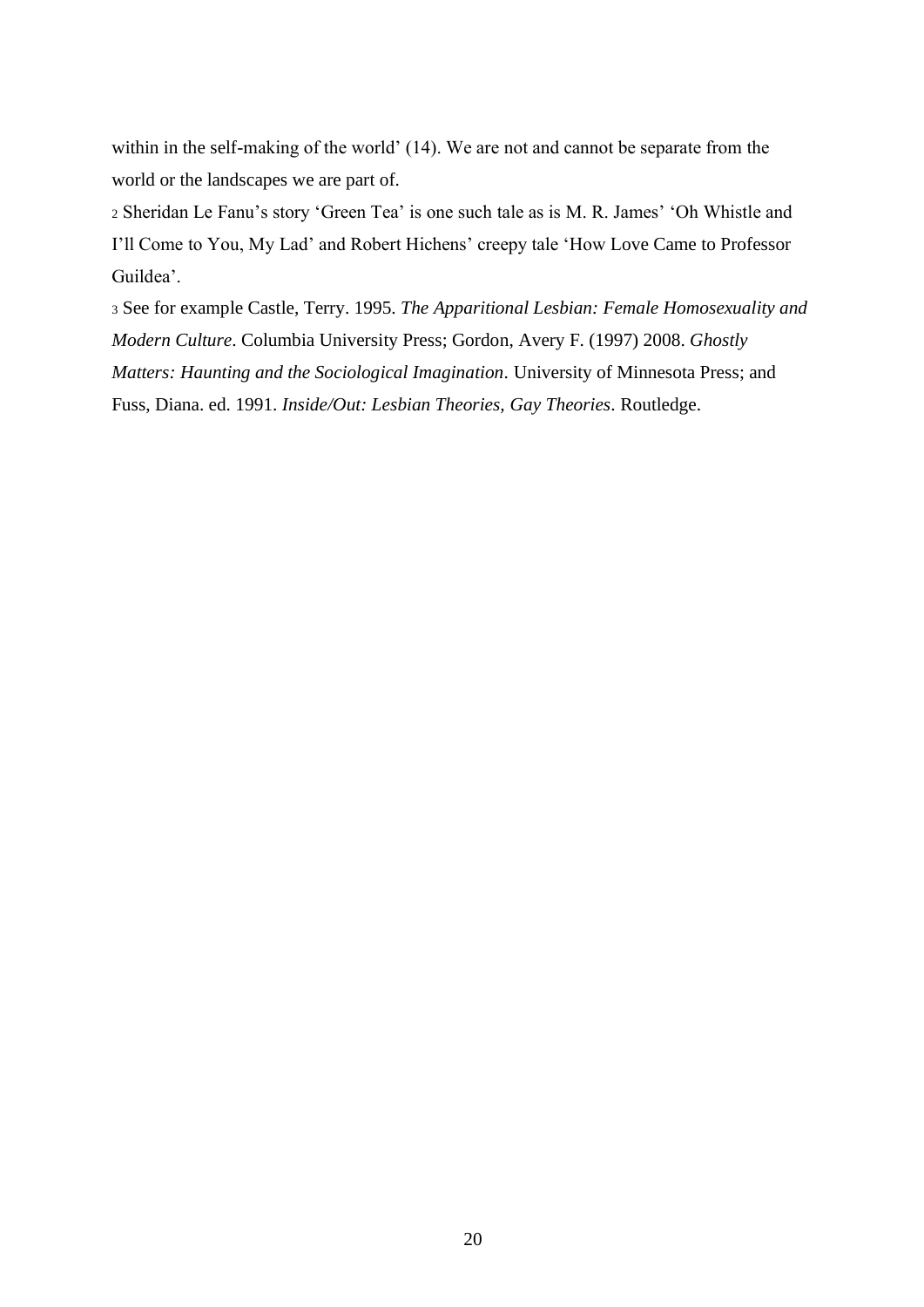within in the self-making of the world' (14). We are not and cannot be separate from the world or the landscapes we are part of.

[2] Sheridan Le Fanu's story 'Green Tea' is one such tale as is M. R. James' 'Oh Whistle and I'll Come to You, My Lad' and Robert Hichens' creepy tale 'How Love Came to Professor Guildea'.

[3] See for example Castle, Terry. 1995. *The Apparitional Lesbian: Female Homosexuality and Modern Culture*. Columbia University Press; Gordon, Avery F. (1997) 2008. *Ghostly Matters: Haunting and the Sociological Imagination*. University of Minnesota Press; and Fuss, Diana. ed. 1991. *Inside/Out: Lesbian Theories, Gay Theories*. Routledge.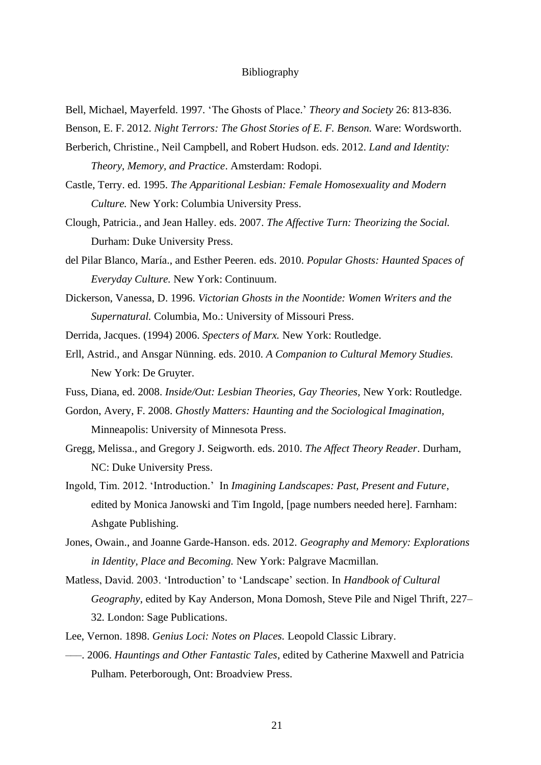# Bibliography

Bell, Michael, Mayerfeld. 1997. 'The Ghosts of Place.' *Theory and Society* 26: 813-836.

Benson, E. F. 2012. *Night Terrors: The Ghost Stories of E. F. Benson.* Ware: Wordsworth.

Berberich, Christine., Neil Campbell, and Robert Hudson. eds. 2012. *Land and Identity: Theory, Memory, and Practice*. Amsterdam: Rodopi.

Castle, Terry. ed. 1995. *The Apparitional Lesbian: Female Homosexuality and Modern Culture.* New York: Columbia University Press.

Clough, Patricia., and Jean Halley. eds. 2007. *The Affective Turn: Theorizing the Social.* Durham: Duke University Press.

del Pilar Blanco, María., and Esther Peeren. eds. 2010. *Popular Ghosts: Haunted Spaces of Everyday Culture.* New York: Continuum.

Dickerson, Vanessa, D. 1996. *Victorian Ghosts in the Noontide: Women Writers and the Supernatural.* Columbia, Mo.: University of Missouri Press.

Derrida, Jacques. (1994) 2006. *Specters of Marx.* New York: Routledge.

Erll, Astrid., and Ansgar Nünning. eds. 2010. *A Companion to Cultural Memory Studies.* New York: De Gruyter.

Fuss, Diana, ed. 2008. *Inside/Out: Lesbian Theories, Gay Theories,* New York: Routledge.

Gordon, Avery, F. 2008. *Ghostly Matters: Haunting and the Sociological Imagination*, Minneapolis: University of Minnesota Press.

Gregg, Melissa., and Gregory J. Seigworth. eds. 2010. *The Affect Theory Reader*. Durham, NC: Duke University Press.

Ingold, Tim. 2012. 'Introduction.' In *Imagining Landscapes: Past, Present and Future*, edited by Monica Janowski and Tim Ingold, [page numbers needed here]. Farnham: Ashgate Publishing.

Jones, Owain., and Joanne Garde-Hanson. eds. 2012. *Geography and Memory: Explorations in Identity, Place and Becoming.* New York: Palgrave Macmillan.

Matless, David. 2003. 'Introduction' to 'Landscape' section. In *Handbook of Cultural Geography*, edited by Kay Anderson, Mona Domosh, Steve Pile and Nigel Thrift, 227–32. London: Sage Publications.

Lee, Vernon. 1898. *Genius Loci: Notes on Places.* Leopold Classic Library.

—–. 2006. *Hauntings and Other Fantastic Tales*, edited by Catherine Maxwell and Patricia Pulham. Peterborough, Ont: Broadview Press.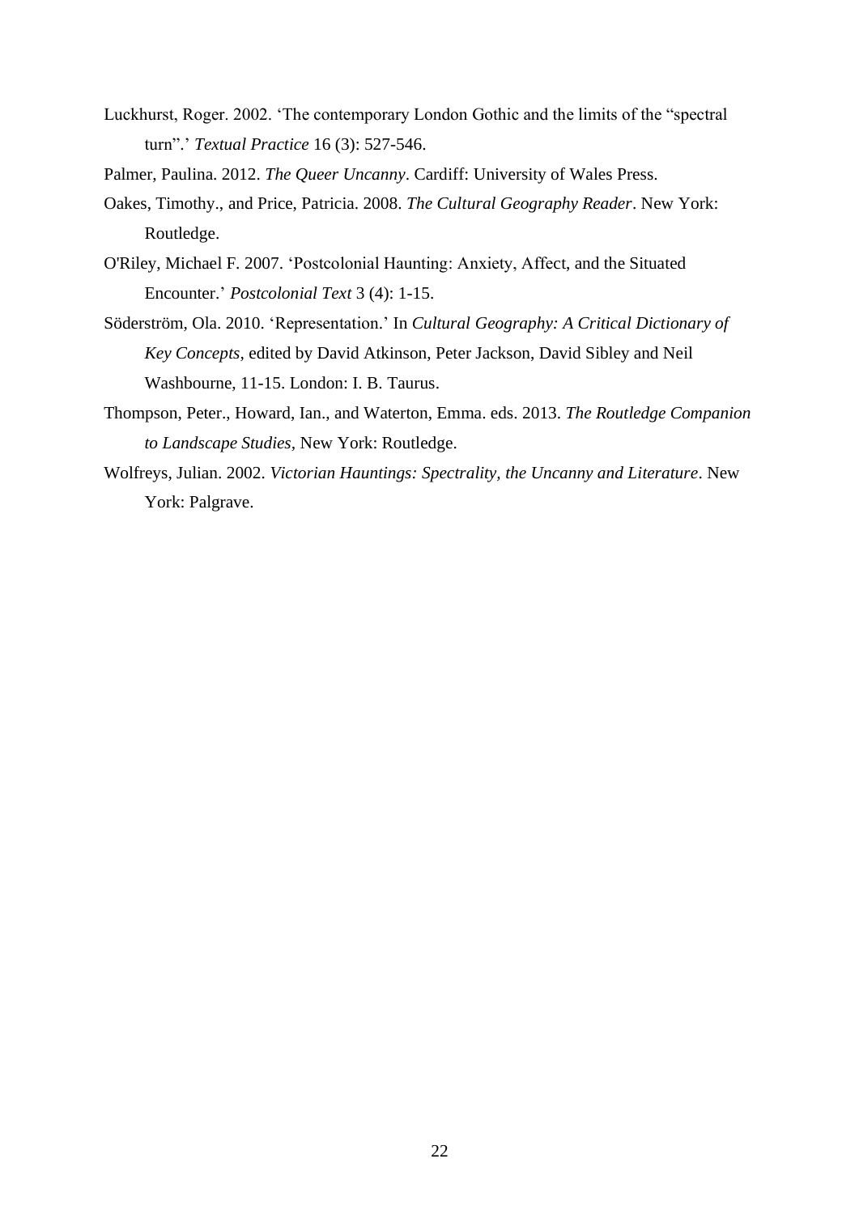Luckhurst, Roger. 2002. 'The contemporary London Gothic and the limits of the "spectral turn".' *Textual Practice* 16 (3): 527-546.

Palmer, Paulina. 2012. *The Queer Uncanny*. Cardiff: University of Wales Press.

Oakes, Timothy., and Price, Patricia. 2008. *The Cultural Geography Reader*. New York: Routledge.

O'Riley, Michael F. 2007. 'Postcolonial Haunting: Anxiety, Affect, and the Situated Encounter.' *Postcolonial Text* 3 (4): 1-15.

Söderström, Ola. 2010. 'Representation.' In *Cultural Geography: A Critical Dictionary of Key Concepts*, edited by David Atkinson, Peter Jackson, David Sibley and Neil Washbourne, 11-15. London: I. B. Taurus.

Thompson, Peter., Howard, Ian., and Waterton, Emma. eds. 2013. *The Routledge Companion to Landscape Studies*, New York: Routledge.

Wolfreys, Julian. 2002. *Victorian Hauntings: Spectrality, the Uncanny and Literature*. New York: Palgrave.